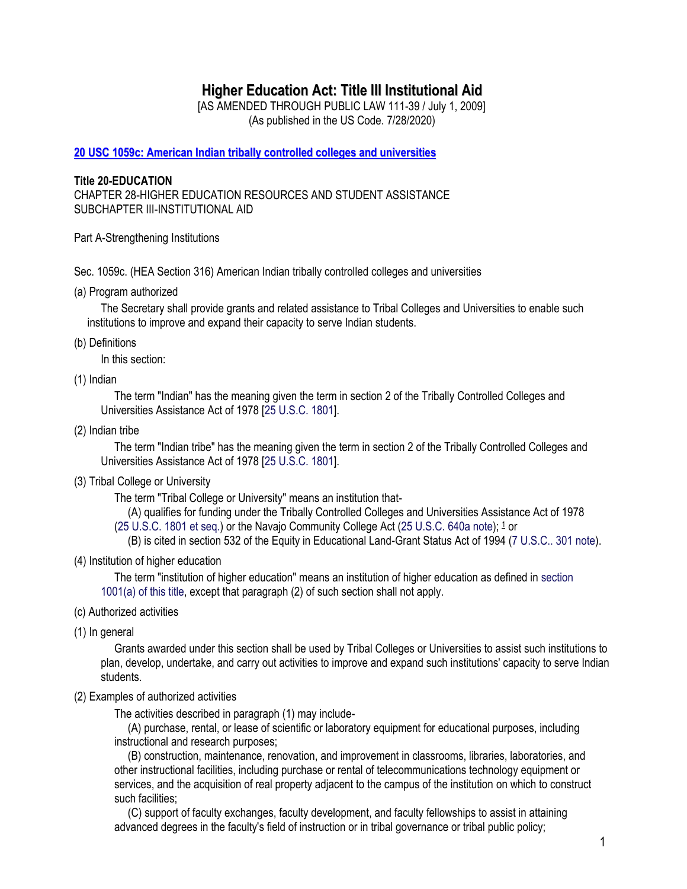# Higher Education Act: Title III Institutional Aid

[AS AMENDED THROUGH PUBLIC LAW 111-39 / July 1, 2009]
(As published in the US Code. 7/28/2020)

**20 USC 1059c: American Indian tribally controlled colleges and universities**

**Title 20-EDUCATION**
CHAPTER 28-HIGHER EDUCATION RESOURCES AND STUDENT ASSISTANCE
SUBCHAPTER III-INSTITUTIONAL AID

Part A-Strengthening Institutions

Sec. 1059c. (HEA Section 316) American Indian tribally controlled colleges and universities

(a) Program authorized

The Secretary shall provide grants and related assistance to Tribal Colleges and Universities to enable such institutions to improve and expand their capacity to serve Indian students.

(b) Definitions

In this section:

(1) Indian

The term "Indian" has the meaning given the term in section 2 of the Tribally Controlled Colleges and Universities Assistance Act of 1978 [25 U.S.C. 1801].

(2) Indian tribe

The term "Indian tribe" has the meaning given the term in section 2 of the Tribally Controlled Colleges and Universities Assistance Act of 1978 [25 U.S.C. 1801].

(3) Tribal College or University

The term "Tribal College or University" means an institution that-

(A) qualifies for funding under the Tribally Controlled Colleges and Universities Assistance Act of 1978 (25 U.S.C. 1801 et seq.) or the Navajo Community College Act (25 U.S.C. 640a note); [1] or

(B) is cited in section 532 of the Equity in Educational Land-Grant Status Act of 1994 (7 U.S.C.. 301 note).

(4) Institution of higher education

The term "institution of higher education" means an institution of higher education as defined in section 1001(a) of this title, except that paragraph (2) of such section shall not apply.

(c) Authorized activities

(1) In general

Grants awarded under this section shall be used by Tribal Colleges or Universities to assist such institutions to plan, develop, undertake, and carry out activities to improve and expand such institutions' capacity to serve Indian students.

(2) Examples of authorized activities

The activities described in paragraph (1) may include-

(A) purchase, rental, or lease of scientific or laboratory equipment for educational purposes, including instructional and research purposes;

(B) construction, maintenance, renovation, and improvement in classrooms, libraries, laboratories, and other instructional facilities, including purchase or rental of telecommunications technology equipment or services, and the acquisition of real property adjacent to the campus of the institution on which to construct such facilities;

(C) support of faculty exchanges, faculty development, and faculty fellowships to assist in attaining advanced degrees in the faculty's field of instruction or in tribal governance or tribal public policy;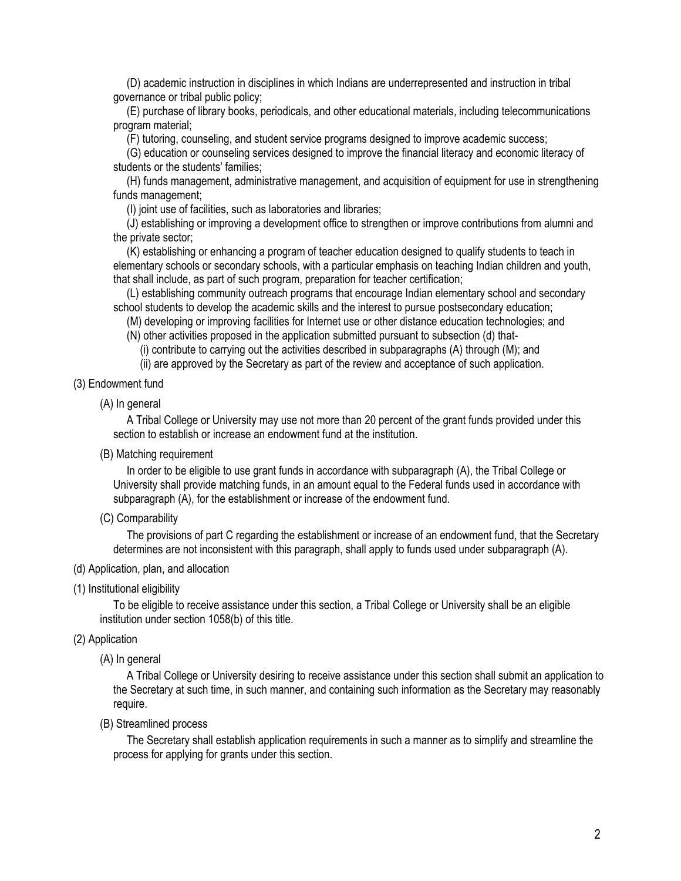(D) academic instruction in disciplines in which Indians are underrepresented and instruction in tribal governance or tribal public policy;

(E) purchase of library books, periodicals, and other educational materials, including telecommunications program material;

(F) tutoring, counseling, and student service programs designed to improve academic success;

(G) education or counseling services designed to improve the financial literacy and economic literacy of students or the students' families;

(H) funds management, administrative management, and acquisition of equipment for use in strengthening funds management;

(I) joint use of facilities, such as laboratories and libraries;

(J) establishing or improving a development office to strengthen or improve contributions from alumni and the private sector;

(K) establishing or enhancing a program of teacher education designed to qualify students to teach in elementary schools or secondary schools, with a particular emphasis on teaching Indian children and youth, that shall include, as part of such program, preparation for teacher certification;

(L) establishing community outreach programs that encourage Indian elementary school and secondary school students to develop the academic skills and the interest to pursue postsecondary education;

(M) developing or improving facilities for Internet use or other distance education technologies; and

(N) other activities proposed in the application submitted pursuant to subsection (d) that-

(i) contribute to carrying out the activities described in subparagraphs (A) through (M); and

(ii) are approved by the Secretary as part of the review and acceptance of such application.

(3) Endowment fund

(A) In general

A Tribal College or University may use not more than 20 percent of the grant funds provided under this section to establish or increase an endowment fund at the institution.

(B) Matching requirement

In order to be eligible to use grant funds in accordance with subparagraph (A), the Tribal College or University shall provide matching funds, in an amount equal to the Federal funds used in accordance with subparagraph (A), for the establishment or increase of the endowment fund.

(C) Comparability

The provisions of part C regarding the establishment or increase of an endowment fund, that the Secretary determines are not inconsistent with this paragraph, shall apply to funds used under subparagraph (A).

(d) Application, plan, and allocation

(1) Institutional eligibility

To be eligible to receive assistance under this section, a Tribal College or University shall be an eligible institution under section 1058(b) of this title.

(2) Application

(A) In general

A Tribal College or University desiring to receive assistance under this section shall submit an application to the Secretary at such time, in such manner, and containing such information as the Secretary may reasonably require.

(B) Streamlined process

The Secretary shall establish application requirements in such a manner as to simplify and streamline the process for applying for grants under this section.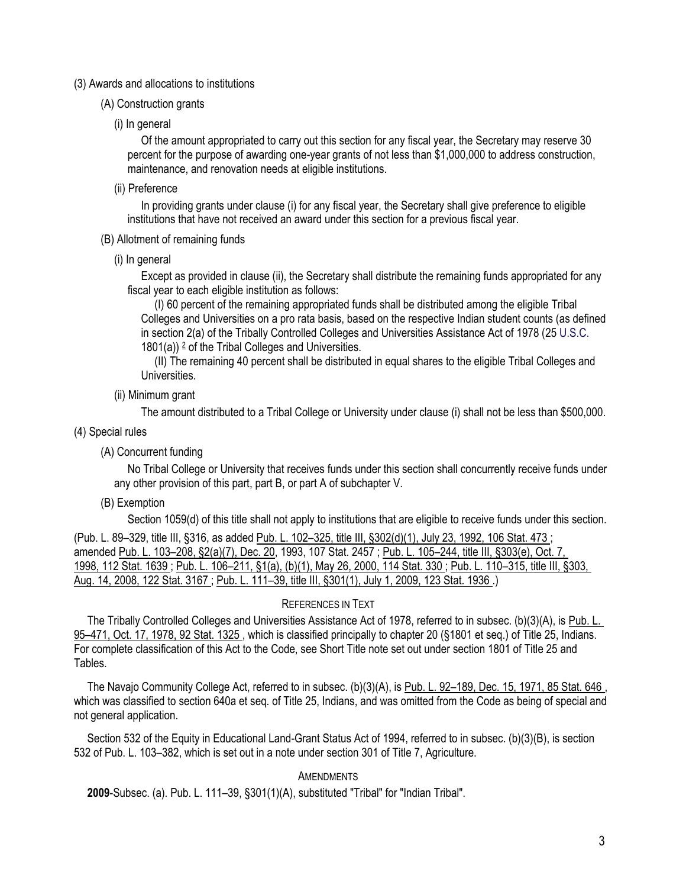(3) Awards and allocations to institutions

(A) Construction grants

(i) In general

Of the amount appropriated to carry out this section for any fiscal year, the Secretary may reserve 30 percent for the purpose of awarding one-year grants of not less than $1,000,000 to address construction, maintenance, and renovation needs at eligible institutions.

(ii) Preference

In providing grants under clause (i) for any fiscal year, the Secretary shall give preference to eligible institutions that have not received an award under this section for a previous fiscal year.

(B) Allotment of remaining funds

(i) In general

Except as provided in clause (ii), the Secretary shall distribute the remaining funds appropriated for any fiscal year to each eligible institution as follows:

(I) 60 percent of the remaining appropriated funds shall be distributed among the eligible Tribal Colleges and Universities on a pro rata basis, based on the respective Indian student counts (as defined in section 2(a) of the Tribally Controlled Colleges and Universities Assistance Act of 1978 (25 U.S.C. 1801(a)) [2] of the Tribal Colleges and Universities.

(II) The remaining 40 percent shall be distributed in equal shares to the eligible Tribal Colleges and Universities.

(ii) Minimum grant

The amount distributed to a Tribal College or University under clause (i) shall not be less than $500,000.

(4) Special rules

(A) Concurrent funding

No Tribal College or University that receives funds under this section shall concurrently receive funds under any other provision of this part, part B, or part A of subchapter V.

(B) Exemption

Section 1059(d) of this title shall not apply to institutions that are eligible to receive funds under this section.

(Pub. L. 89–329, title III, §316, as added Pub. L. 102–325, title III, §302(d)(1), July 23, 1992, 106 Stat. 473 ; amended Pub. L. 103–208, §2(a)(7), Dec. 20, 1993, 107 Stat. 2457 ; Pub. L. 105–244, title III, §303(e), Oct. 7, 1998, 112 Stat. 1639 ; Pub. L. 106–211, §1(a), (b)(1), May 26, 2000, 114 Stat. 330 ; Pub. L. 110–315, title III, §303, Aug. 14, 2008, 122 Stat. 3167 ; Pub. L. 111–39, title III, §301(1), July 1, 2009, 123 Stat. 1936 .)

## REFERENCES IN TEXT

The Tribally Controlled Colleges and Universities Assistance Act of 1978, referred to in subsec. (b)(3)(A), is Pub. L. 95–471, Oct. 17, 1978, 92 Stat. 1325 , which is classified principally to chapter 20 (§1801 et seq.) of Title 25, Indians. For complete classification of this Act to the Code, see Short Title note set out under section 1801 of Title 25 and Tables.

The Navajo Community College Act, referred to in subsec. (b)(3)(A), is Pub. L. 92–189, Dec. 15, 1971, 85 Stat. 646 , which was classified to section 640a et seq. of Title 25, Indians, and was omitted from the Code as being of special and not general application.

Section 532 of the Equity in Educational Land-Grant Status Act of 1994, referred to in subsec. (b)(3)(B), is section 532 of Pub. L. 103–382, which is set out in a note under section 301 of Title 7, Agriculture.

## AMENDMENTS

**2009**-Subsec. (a). Pub. L. 111–39, §301(1)(A), substituted "Tribal" for "Indian Tribal".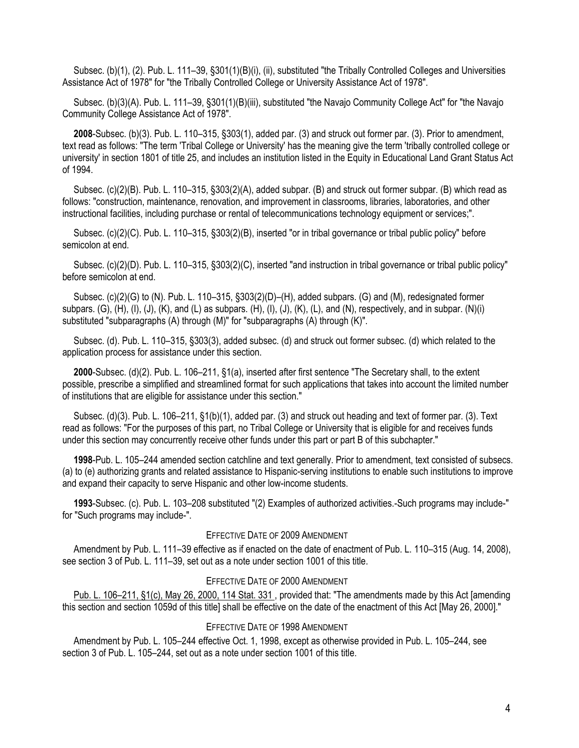Subsec. (b)(1), (2). Pub. L. 111–39, §301(1)(B)(i), (ii), substituted "the Tribally Controlled Colleges and Universities Assistance Act of 1978" for "the Tribally Controlled College or University Assistance Act of 1978".

Subsec. (b)(3)(A). Pub. L. 111–39, §301(1)(B)(iii), substituted "the Navajo Community College Act" for "the Navajo Community College Assistance Act of 1978".

**2008**-Subsec. (b)(3). Pub. L. 110–315, §303(1), added par. (3) and struck out former par. (3). Prior to amendment, text read as follows: "The term 'Tribal College or University' has the meaning give the term 'tribally controlled college or university' in section 1801 of title 25, and includes an institution listed in the Equity in Educational Land Grant Status Act of 1994.

Subsec. (c)(2)(B). Pub. L. 110–315, §303(2)(A), added subpar. (B) and struck out former subpar. (B) which read as follows: "construction, maintenance, renovation, and improvement in classrooms, libraries, laboratories, and other instructional facilities, including purchase or rental of telecommunications technology equipment or services;".

Subsec. (c)(2)(C). Pub. L. 110–315, §303(2)(B), inserted "or in tribal governance or tribal public policy" before semicolon at end.

Subsec. (c)(2)(D). Pub. L. 110–315, §303(2)(C), inserted "and instruction in tribal governance or tribal public policy" before semicolon at end.

Subsec. (c)(2)(G) to (N). Pub. L. 110–315, §303(2)(D)–(H), added subpars. (G) and (M), redesignated former subpars. (G), (H), (I), (J), (K), and (L) as subpars. (H), (I), (J), (K), (L), and (N), respectively, and in subpar. (N)(i) substituted "subparagraphs (A) through (M)" for "subparagraphs (A) through (K)".

Subsec. (d). Pub. L. 110–315, §303(3), added subsec. (d) and struck out former subsec. (d) which related to the application process for assistance under this section.

**2000**-Subsec. (d)(2). Pub. L. 106–211, §1(a), inserted after first sentence "The Secretary shall, to the extent possible, prescribe a simplified and streamlined format for such applications that takes into account the limited number of institutions that are eligible for assistance under this section."

Subsec. (d)(3). Pub. L. 106–211, §1(b)(1), added par. (3) and struck out heading and text of former par. (3). Text read as follows: "For the purposes of this part, no Tribal College or University that is eligible for and receives funds under this section may concurrently receive other funds under this part or part B of this subchapter."

**1998**-Pub. L. 105–244 amended section catchline and text generally. Prior to amendment, text consisted of subsecs. (a) to (e) authorizing grants and related assistance to Hispanic-serving institutions to enable such institutions to improve and expand their capacity to serve Hispanic and other low-income students.

**1993**-Subsec. (c). Pub. L. 103–208 substituted "(2) Examples of authorized activities.-Such programs may include-" for "Such programs may include-".

### EFFECTIVE DATE OF 2009 AMENDMENT

Amendment by Pub. L. 111–39 effective as if enacted on the date of enactment of Pub. L. 110–315 (Aug. 14, 2008), see section 3 of Pub. L. 111–39, set out as a note under section 1001 of this title.

### EFFECTIVE DATE OF 2000 AMENDMENT

Pub. L. 106–211, §1(c), May 26, 2000, 114 Stat. 331, provided that: "The amendments made by this Act [amending this section and section 1059d of this title] shall be effective on the date of the enactment of this Act [May 26, 2000]."

### EFFECTIVE DATE OF 1998 AMENDMENT

Amendment by Pub. L. 105–244 effective Oct. 1, 1998, except as otherwise provided in Pub. L. 105–244, see section 3 of Pub. L. 105–244, set out as a note under section 1001 of this title.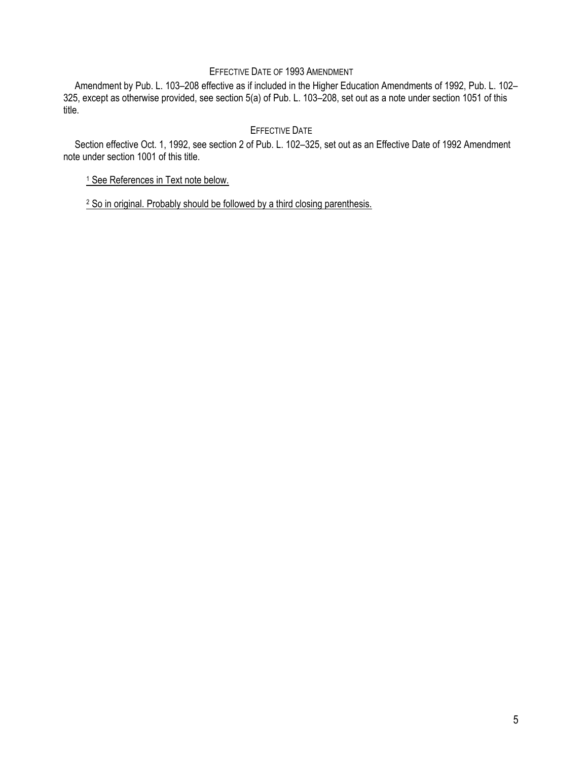### Effective Date of 1993 Amendment

Amendment by Pub. L. 103–208 effective as if included in the Higher Education Amendments of 1992, Pub. L. 102–325, except as otherwise provided, see section 5(a) of Pub. L. 103–208, set out as a note under section 1051 of this title.

### Effective Date

Section effective Oct. 1, 1992, see section 2 of Pub. L. 102–325, set out as an Effective Date of 1992 Amendment note under section 1001 of this title.

[1] See References in Text note below.

[2] So in original. Probably should be followed by a third closing parenthesis.